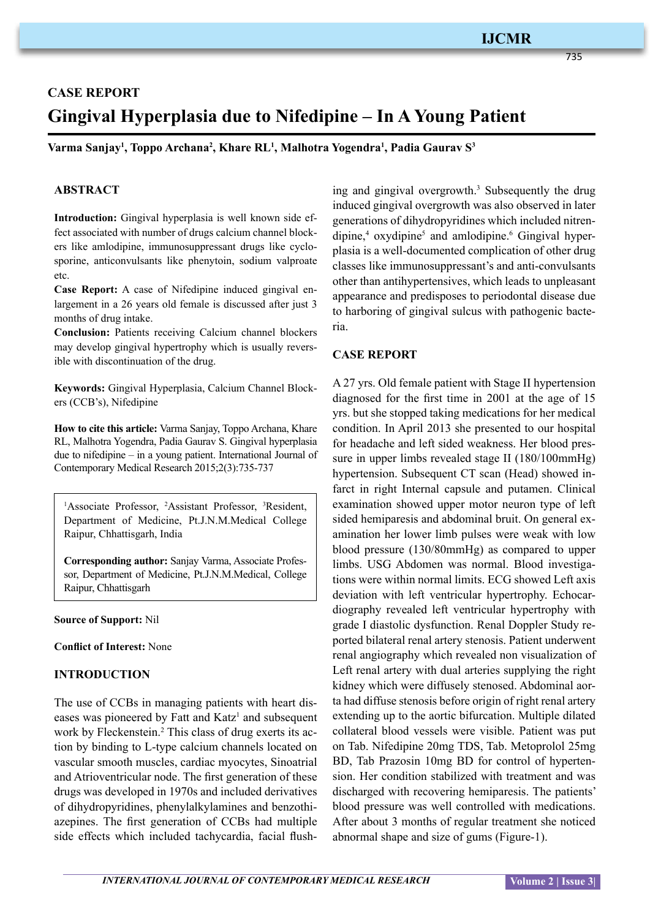## CASE REPORT

# Gingival Hyperplasia due to Nifedipine – In A Young Patient

**Varma Sanjay[1], Toppo Archana[2], Khare RL[1], Malhotra Yogendra[1], Padia Gaurav S[3]**

### ABSTRACT

**Introduction:** Gingival hyperplasia is well known side effect associated with number of drugs calcium channel blockers like amlodipine, immunosuppressant drugs like cyclosporine, anticonvulsants like phenytoin, sodium valproate etc.

**Case Report:** A case of Nifedipine induced gingival enlargement in a 26 years old female is discussed after just 3 months of drug intake.

**Conclusion:** Patients receiving Calcium channel blockers may develop gingival hypertrophy which is usually reversible with discontinuation of the drug.

**Keywords:** Gingival Hyperplasia, Calcium Channel Blockers (CCB's), Nifedipine

**How to cite this article:** Varma Sanjay, Toppo Archana, Khare RL, Malhotra Yogendra, Padia Gaurav S. Gingival hyperplasia due to nifedipine – in a young patient. International Journal of Contemporary Medical Research 2015;2(3):735-737

[1]Associate Professor, [2]Assistant Professor, [3]Resident, Department of Medicine, Pt.J.N.M.Medical College Raipur, Chhattisgarh, India

**Corresponding author:** Sanjay Varma, Associate Professor, Department of Medicine, Pt.J.N.M.Medical, College Raipur, Chhattisgarh

**Source of Support:** Nil

**Conflict of Interest:** None

### INTRODUCTION

The use of CCBs in managing patients with heart diseases was pioneered by Fatt and Katz[1] and subsequent work by Fleckenstein.[2] This class of drug exerts its action by binding to L-type calcium channels located on vascular smooth muscles, cardiac myocytes, Sinoatrial and Atrioventricular node. The first generation of these drugs was developed in 1970s and included derivatives of dihydropyridines, phenylalkylamines and benzothiazepines. The first generation of CCBs had multiple side effects which included tachycardia, facial flushing and gingival overgrowth.[3] Subsequently the drug induced gingival overgrowth was also observed in later generations of dihydropyridines which included nitrendipine,[4] oxydipine[5] and amlodipine.[6] Gingival hyperplasia is a well-documented complication of other drug classes like immunosuppressant's and anti-convulsants other than antihypertensives, which leads to unpleasant appearance and predisposes to periodontal disease due to harboring of gingival sulcus with pathogenic bacteria.

### CASE REPORT

A 27 yrs. Old female patient with Stage II hypertension diagnosed for the first time in 2001 at the age of 15 yrs. but she stopped taking medications for her medical condition. In April 2013 she presented to our hospital for headache and left sided weakness. Her blood pressure in upper limbs revealed stage II (180/100mmHg) hypertension. Subsequent CT scan (Head) showed infarct in right Internal capsule and putamen. Clinical examination showed upper motor neuron type of left sided hemiparesis and abdominal bruit. On general examination her lower limb pulses were weak with low blood pressure (130/80mmHg) as compared to upper limbs. USG Abdomen was normal. Blood investigations were within normal limits. ECG showed Left axis deviation with left ventricular hypertrophy. Echocardiography revealed left ventricular hypertrophy with grade I diastolic dysfunction. Renal Doppler Study reported bilateral renal artery stenosis. Patient underwent renal angiography which revealed non visualization of Left renal artery with dual arteries supplying the right kidney which were diffusely stenosed. Abdominal aorta had diffuse stenosis before origin of right renal artery extending up to the aortic bifurcation. Multiple dilated collateral blood vessels were visible. Patient was put on Tab. Nifedipine 20mg TDS, Tab. Metoprolol 25mg BD, Tab Prazosin 10mg BD for control of hypertension. Her condition stabilized with treatment and was discharged with recovering hemiparesis. The patients' blood pressure was well controlled with medications. After about 3 months of regular treatment she noticed abnormal shape and size of gums (Figure-1).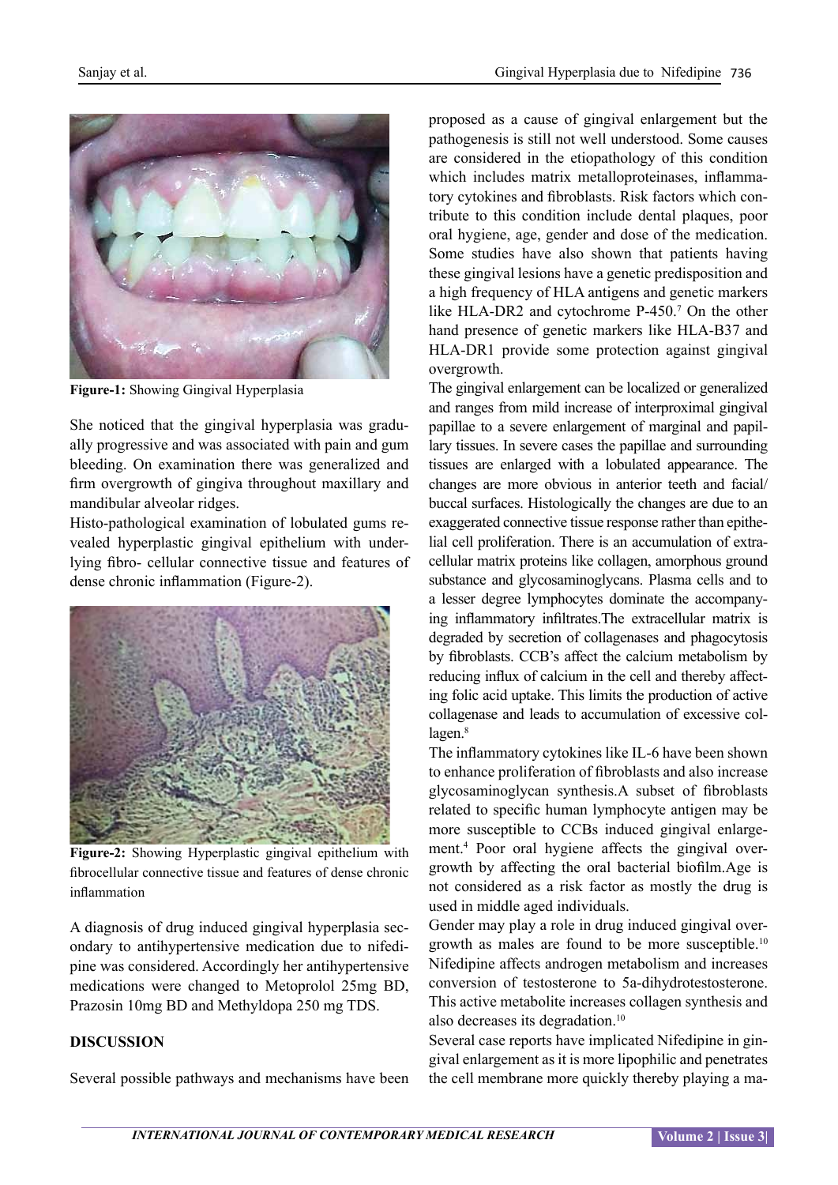**Figure-1:** Showing Gingival Hyperplasia

She noticed that the gingival hyperplasia was gradually progressive and was associated with pain and gum bleeding. On examination there was generalized and firm overgrowth of gingiva throughout maxillary and mandibular alveolar ridges.

Histo-pathological examination of lobulated gums revealed hyperplastic gingival epithelium with underlying fibro- cellular connective tissue and features of dense chronic inflammation (Figure-2).

**Figure-2:** Showing Hyperplastic gingival epithelium with fibrocellular connective tissue and features of dense chronic inflammation

A diagnosis of drug induced gingival hyperplasia secondary to antihypertensive medication due to nifedipine was considered. Accordingly her antihypertensive medications were changed to Metoprolol 25mg BD, Prazosin 10mg BD and Methyldopa 250 mg TDS.

## DISCUSSION

Several possible pathways and mechanisms have been proposed as a cause of gingival enlargement but the pathogenesis is still not well understood. Some causes are considered in the etiopathology of this condition which includes matrix metalloproteinases, inflammatory cytokines and fibroblasts. Risk factors which contribute to this condition include dental plaques, poor oral hygiene, age, gender and dose of the medication. Some studies have also shown that patients having these gingival lesions have a genetic predisposition and a high frequency of HLA antigens and genetic markers like HLA-DR2 and cytochrome P-450.[7] On the other hand presence of genetic markers like HLA-B37 and HLA-DR1 provide some protection against gingival overgrowth.

The gingival enlargement can be localized or generalized and ranges from mild increase of interproximal gingival papillae to a severe enlargement of marginal and papillary tissues. In severe cases the papillae and surrounding tissues are enlarged with a lobulated appearance. The changes are more obvious in anterior teeth and facial/buccal surfaces. Histologically the changes are due to an exaggerated connective tissue response rather than epithelial cell proliferation. There is an accumulation of extracellular matrix proteins like collagen, amorphous ground substance and glycosaminoglycans. Plasma cells and to a lesser degree lymphocytes dominate the accompanying inflammatory infiltrates.The extracellular matrix is degraded by secretion of collagenases and phagocytosis by fibroblasts. CCB's affect the calcium metabolism by reducing influx of calcium in the cell and thereby affecting folic acid uptake. This limits the production of active collagenase and leads to accumulation of excessive collagen.[8]

The inflammatory cytokines like IL-6 have been shown to enhance proliferation of fibroblasts and also increase glycosaminoglycan synthesis.A subset of fibroblasts related to specific human lymphocyte antigen may be more susceptible to CCBs induced gingival enlargement.[4] Poor oral hygiene affects the gingival overgrowth by affecting the oral bacterial biofilm.Age is not considered as a risk factor as mostly the drug is used in middle aged individuals.

Gender may play a role in drug induced gingival overgrowth as males are found to be more susceptible.[10] Nifedipine affects androgen metabolism and increases conversion of testosterone to 5a-dihydrotestosterone. This active metabolite increases collagen synthesis and also decreases its degradation.[10]

Several case reports have implicated Nifedipine in gingival enlargement as it is more lipophilic and penetrates the cell membrane more quickly thereby playing a ma-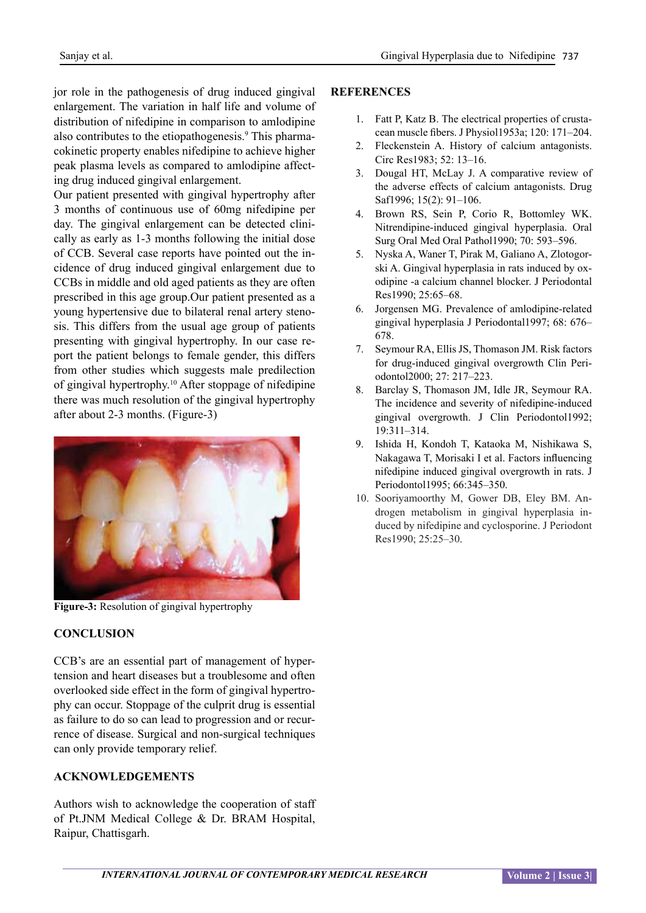jor role in the pathogenesis of drug induced gingival enlargement. The variation in half life and volume of distribution of nifedipine in comparison to amlodipine also contributes to the etiopathogenesis.[9] This pharmacokinetic property enables nifedipine to achieve higher peak plasma levels as compared to amlodipine affecting drug induced gingival enlargement.

Our patient presented with gingival hypertrophy after 3 months of continuous use of 60mg nifedipine per day. The gingival enlargement can be detected clinically as early as 1-3 months following the initial dose of CCB. Several case reports have pointed out the incidence of drug induced gingival enlargement due to CCBs in middle and old aged patients as they are often prescribed in this age group.Our patient presented as a young hypertensive due to bilateral renal artery stenosis. This differs from the usual age group of patients presenting with gingival hypertrophy. In our case report the patient belongs to female gender, this differs from other studies which suggests male predilection of gingival hypertrophy.[10] After stoppage of nifedipine there was much resolution of the gingival hypertrophy after about 2-3 months. (Figure-3)

**Figure-3:** Resolution of gingival hypertrophy

## CONCLUSION

CCB's are an essential part of management of hypertension and heart diseases but a troublesome and often overlooked side effect in the form of gingival hypertrophy can occur. Stoppage of the culprit drug is essential as failure to do so can lead to progression and or recurrence of disease. Surgical and non-surgical techniques can only provide temporary relief.

## ACKNOWLEDGEMENTS

Authors wish to acknowledge the cooperation of staff of Pt.JNM Medical College & Dr. BRAM Hospital, Raipur, Chattisgarh.

## REFERENCES

1. Fatt P, Katz B. The electrical properties of crustacean muscle fibers. J Physiol1953a; 120: 171–204.
2. Fleckenstein A. History of calcium antagonists. Circ Res1983; 52: 13–16.
3. Dougal HT, McLay J. A comparative review of the adverse effects of calcium antagonists. Drug Saf1996; 15(2): 91–106.
4. Brown RS, Sein P, Corio R, Bottomley WK. Nitrendipine-induced gingival hyperplasia. Oral Surg Oral Med Oral Pathol1990; 70: 593–596.
5. Nyska A, Waner T, Pirak M, Galiano A, Zlotogorski A. Gingival hyperplasia in rats induced by oxodipine -a calcium channel blocker. J Periodontal Res1990; 25:65–68.
6. Jorgensen MG. Prevalence of amlodipine-related gingival hyperplasia J Periodontal1997; 68: 676–678.
7. Seymour RA, Ellis JS, Thomason JM. Risk factors for drug-induced gingival overgrowth Clin Periodontol2000; 27: 217–223.
8. Barclay S, Thomason JM, Idle JR, Seymour RA. The incidence and severity of nifedipine-induced gingival overgrowth. J Clin Periodontol1992; 19:311–314.
9. Ishida H, Kondoh T, Kataoka M, Nishikawa S, Nakagawa T, Morisaki I et al. Factors influencing nifedipine induced gingival overgrowth in rats. J Periodontol1995; 66:345–350.
10. Sooriyamoorthy M, Gower DB, Eley BM. Androgen metabolism in gingival hyperplasia induced by nifedipine and cyclosporine. J Periodont Res1990; 25:25–30.